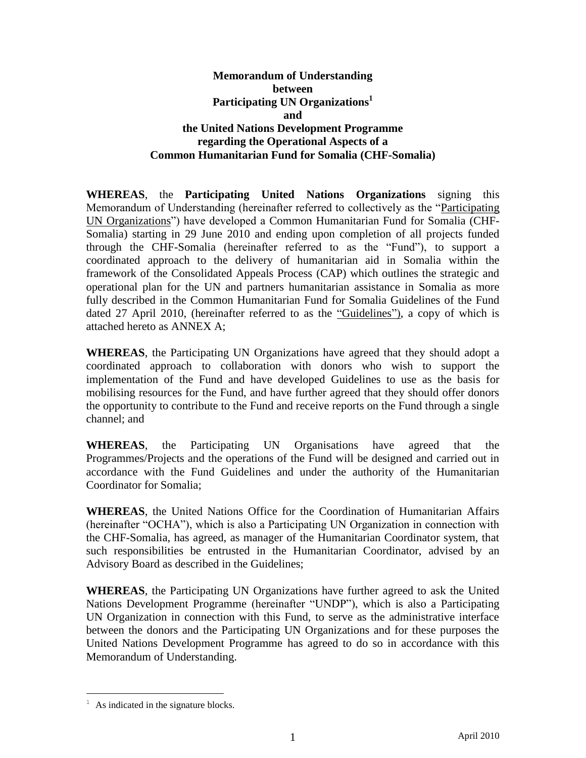**Memorandum of Understanding**
**between**
**Participating UN Organizations[1]**
**and**
**the United Nations Development Programme**
**regarding the Operational Aspects of a**
**Common Humanitarian Fund for Somalia (CHF-Somalia)**

**WHEREAS**, the **Participating United Nations Organizations** signing this Memorandum of Understanding (hereinafter referred to collectively as the "Participating UN Organizations") have developed a Common Humanitarian Fund for Somalia (CHF-Somalia) starting in 29 June 2010 and ending upon completion of all projects funded through the CHF-Somalia (hereinafter referred to as the "Fund"), to support a coordinated approach to the delivery of humanitarian aid in Somalia within the framework of the Consolidated Appeals Process (CAP) which outlines the strategic and operational plan for the UN and partners humanitarian assistance in Somalia as more fully described in the Common Humanitarian Fund for Somalia Guidelines of the Fund dated 27 April 2010, (hereinafter referred to as the "Guidelines"), a copy of which is attached hereto as ANNEX A;

**WHEREAS**, the Participating UN Organizations have agreed that they should adopt a coordinated approach to collaboration with donors who wish to support the implementation of the Fund and have developed Guidelines to use as the basis for mobilising resources for the Fund, and have further agreed that they should offer donors the opportunity to contribute to the Fund and receive reports on the Fund through a single channel; and

**WHEREAS**, the Participating UN Organisations have agreed that the Programmes/Projects and the operations of the Fund will be designed and carried out in accordance with the Fund Guidelines and under the authority of the Humanitarian Coordinator for Somalia;

**WHEREAS**, the United Nations Office for the Coordination of Humanitarian Affairs (hereinafter "OCHA"), which is also a Participating UN Organization in connection with the CHF-Somalia, has agreed, as manager of the Humanitarian Coordinator system, that such responsibilities be entrusted in the Humanitarian Coordinator, advised by an Advisory Board as described in the Guidelines;

**WHEREAS**, the Participating UN Organizations have further agreed to ask the United Nations Development Programme (hereinafter "UNDP"), which is also a Participating UN Organization in connection with this Fund, to serve as the administrative interface between the donors and the Participating UN Organizations and for these purposes the United Nations Development Programme has agreed to do so in accordance with this Memorandum of Understanding.

[1] As indicated in the signature blocks.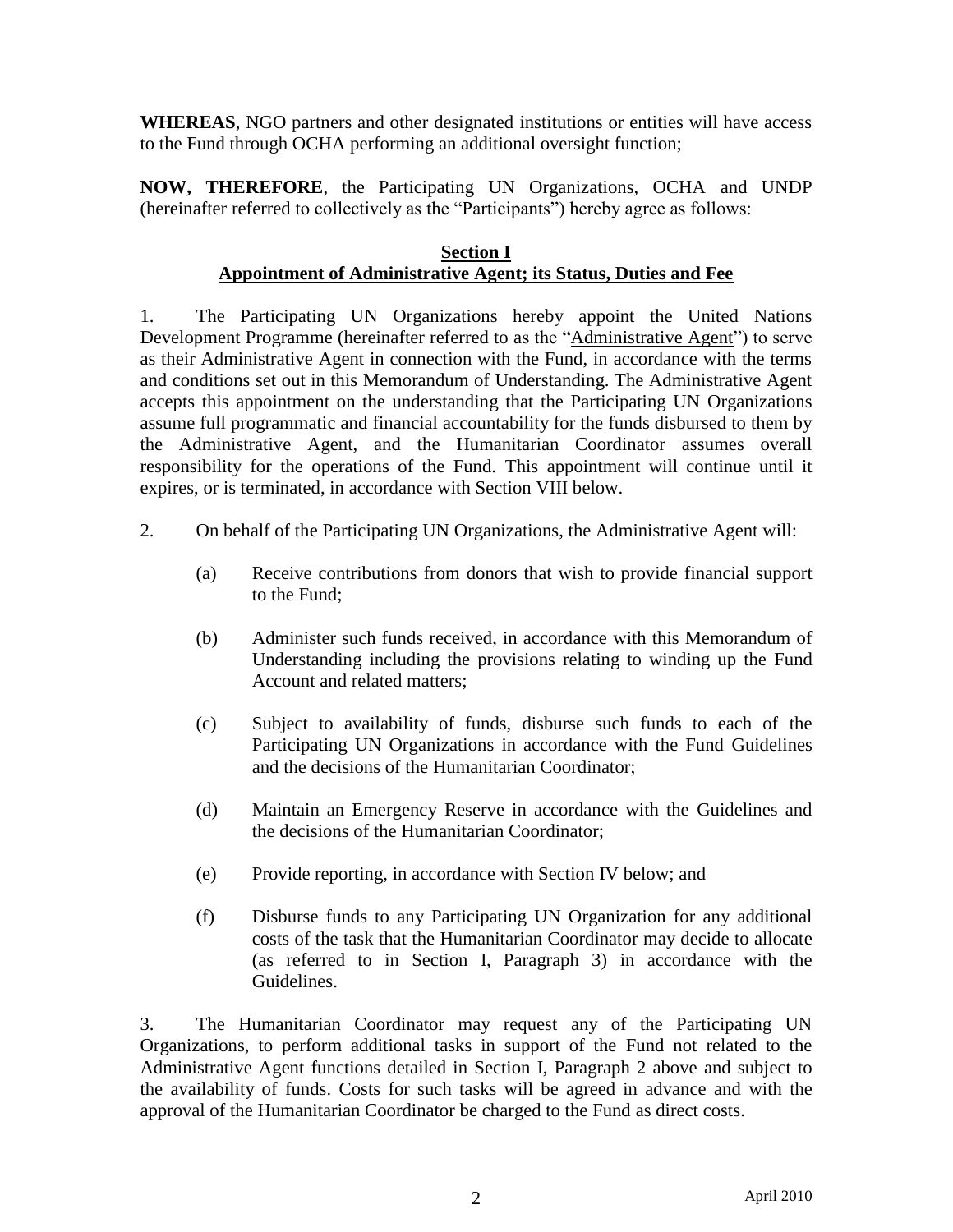**WHEREAS**, NGO partners and other designated institutions or entities will have access to the Fund through OCHA performing an additional oversight function;

**NOW, THEREFORE**, the Participating UN Organizations, OCHA and UNDP (hereinafter referred to collectively as the "Participants") hereby agree as follows:

## Section I
## Appointment of Administrative Agent; its Status, Duties and Fee

1. The Participating UN Organizations hereby appoint the United Nations Development Programme (hereinafter referred to as the "Administrative Agent") to serve as their Administrative Agent in connection with the Fund, in accordance with the terms and conditions set out in this Memorandum of Understanding. The Administrative Agent accepts this appointment on the understanding that the Participating UN Organizations assume full programmatic and financial accountability for the funds disbursed to them by the Administrative Agent, and the Humanitarian Coordinator assumes overall responsibility for the operations of the Fund. This appointment will continue until it expires, or is terminated, in accordance with Section VIII below.

2. On behalf of the Participating UN Organizations, the Administrative Agent will:

   (a) Receive contributions from donors that wish to provide financial support to the Fund;

   (b) Administer such funds received, in accordance with this Memorandum of Understanding including the provisions relating to winding up the Fund Account and related matters;

   (c) Subject to availability of funds, disburse such funds to each of the Participating UN Organizations in accordance with the Fund Guidelines and the decisions of the Humanitarian Coordinator;

   (d) Maintain an Emergency Reserve in accordance with the Guidelines and the decisions of the Humanitarian Coordinator;

   (e) Provide reporting, in accordance with Section IV below; and

   (f) Disburse funds to any Participating UN Organization for any additional costs of the task that the Humanitarian Coordinator may decide to allocate (as referred to in Section I, Paragraph 3) in accordance with the Guidelines.

3. The Humanitarian Coordinator may request any of the Participating UN Organizations, to perform additional tasks in support of the Fund not related to the Administrative Agent functions detailed in Section I, Paragraph 2 above and subject to the availability of funds. Costs for such tasks will be agreed in advance and with the approval of the Humanitarian Coordinator be charged to the Fund as direct costs.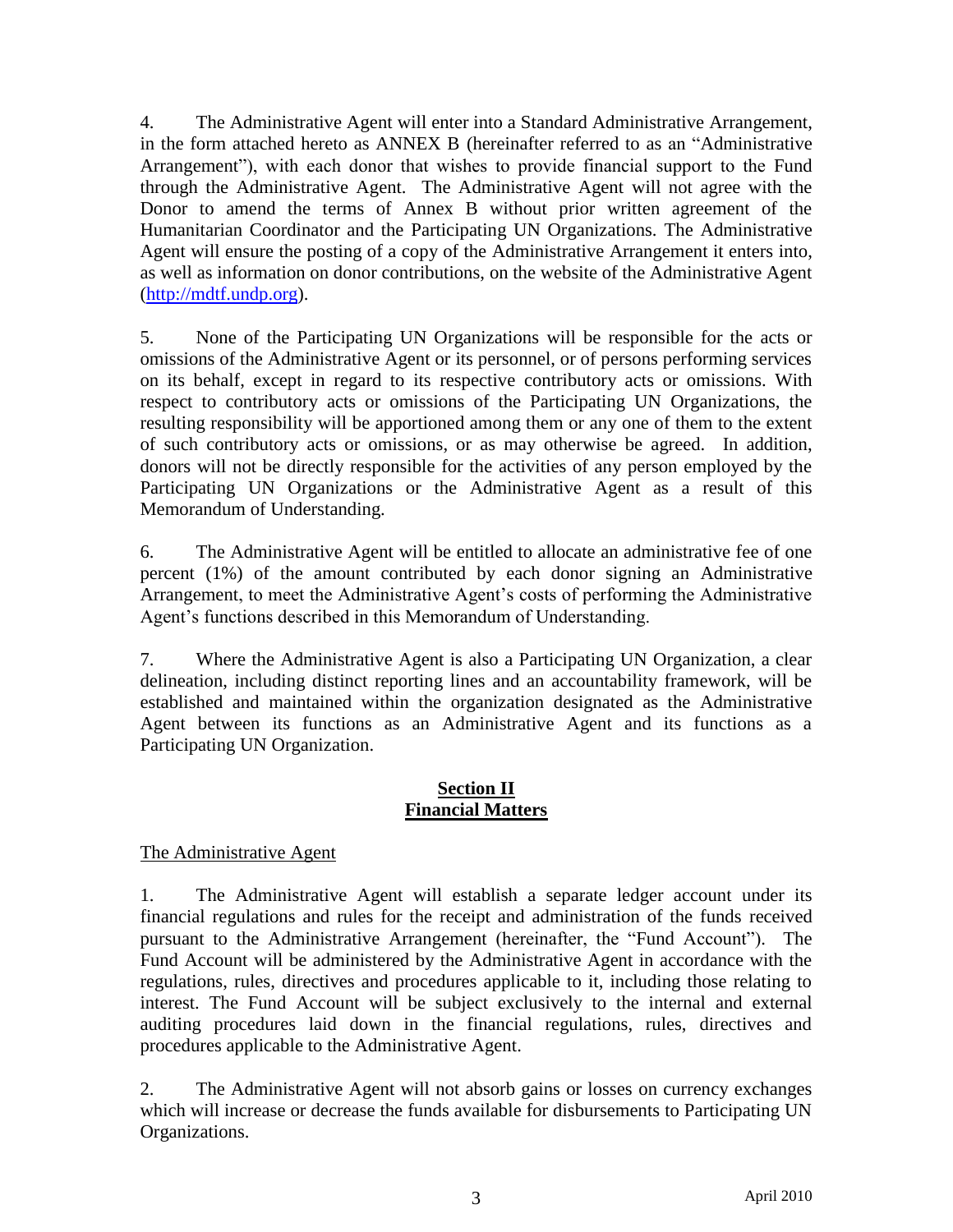4. The Administrative Agent will enter into a Standard Administrative Arrangement, in the form attached hereto as ANNEX B (hereinafter referred to as an "Administrative Arrangement"), with each donor that wishes to provide financial support to the Fund through the Administrative Agent. The Administrative Agent will not agree with the Donor to amend the terms of Annex B without prior written agreement of the Humanitarian Coordinator and the Participating UN Organizations. The Administrative Agent will ensure the posting of a copy of the Administrative Arrangement it enters into, as well as information on donor contributions, on the website of the Administrative Agent (http://mdtf.undp.org).

5. None of the Participating UN Organizations will be responsible for the acts or omissions of the Administrative Agent or its personnel, or of persons performing services on its behalf, except in regard to its respective contributory acts or omissions. With respect to contributory acts or omissions of the Participating UN Organizations, the resulting responsibility will be apportioned among them or any one of them to the extent of such contributory acts or omissions, or as may otherwise be agreed. In addition, donors will not be directly responsible for the activities of any person employed by the Participating UN Organizations or the Administrative Agent as a result of this Memorandum of Understanding.

6. The Administrative Agent will be entitled to allocate an administrative fee of one percent (1%) of the amount contributed by each donor signing an Administrative Arrangement, to meet the Administrative Agent's costs of performing the Administrative Agent's functions described in this Memorandum of Understanding.

7. Where the Administrative Agent is also a Participating UN Organization, a clear delineation, including distinct reporting lines and an accountability framework, will be established and maintained within the organization designated as the Administrative Agent between its functions as an Administrative Agent and its functions as a Participating UN Organization.

## Section II
## Financial Matters

The Administrative Agent

1. The Administrative Agent will establish a separate ledger account under its financial regulations and rules for the receipt and administration of the funds received pursuant to the Administrative Arrangement (hereinafter, the "Fund Account"). The Fund Account will be administered by the Administrative Agent in accordance with the regulations, rules, directives and procedures applicable to it, including those relating to interest. The Fund Account will be subject exclusively to the internal and external auditing procedures laid down in the financial regulations, rules, directives and procedures applicable to the Administrative Agent.

2. The Administrative Agent will not absorb gains or losses on currency exchanges which will increase or decrease the funds available for disbursements to Participating UN Organizations.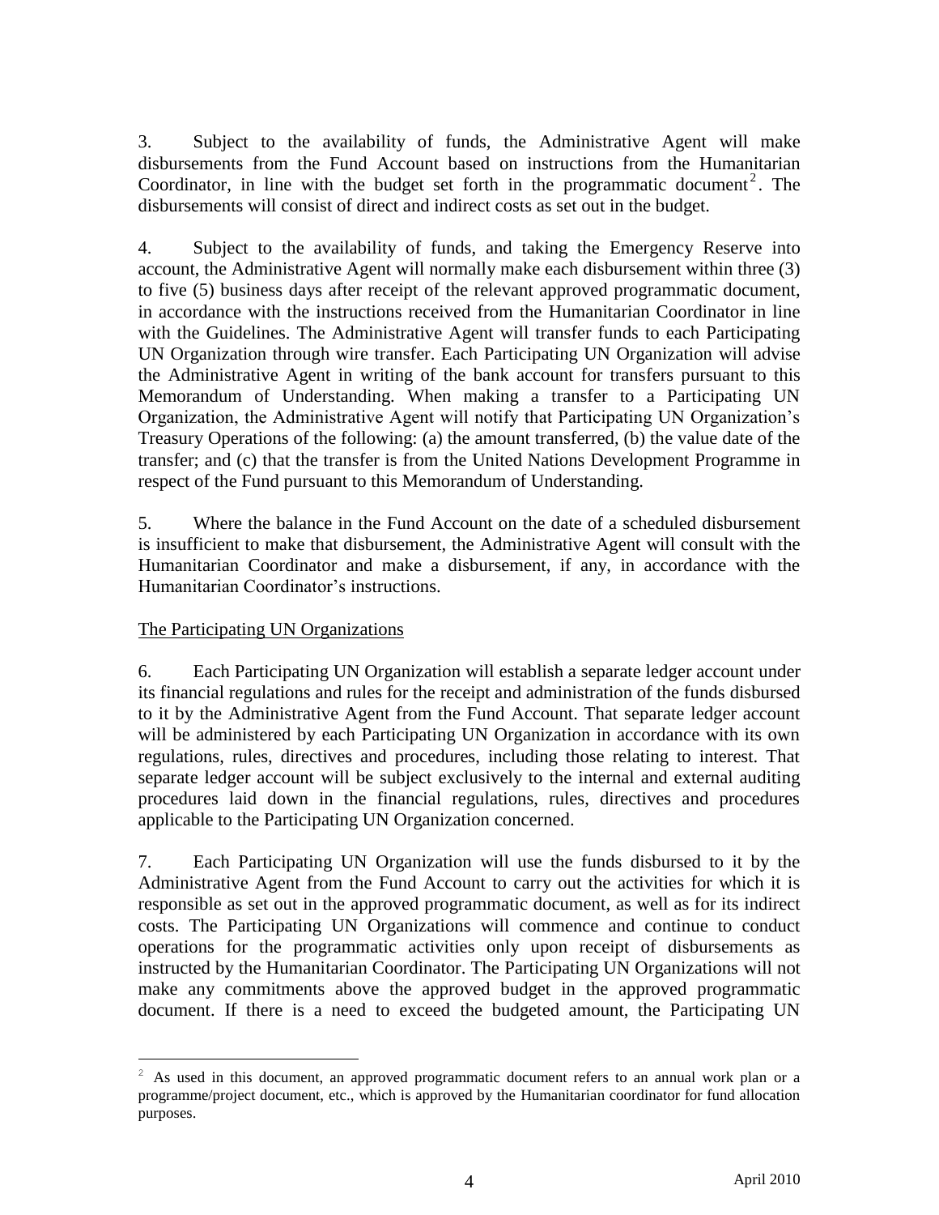3. Subject to the availability of funds, the Administrative Agent will make disbursements from the Fund Account based on instructions from the Humanitarian Coordinator, in line with the budget set forth in the programmatic document[2]. The disbursements will consist of direct and indirect costs as set out in the budget.

4. Subject to the availability of funds, and taking the Emergency Reserve into account, the Administrative Agent will normally make each disbursement within three (3) to five (5) business days after receipt of the relevant approved programmatic document, in accordance with the instructions received from the Humanitarian Coordinator in line with the Guidelines. The Administrative Agent will transfer funds to each Participating UN Organization through wire transfer. Each Participating UN Organization will advise the Administrative Agent in writing of the bank account for transfers pursuant to this Memorandum of Understanding. When making a transfer to a Participating UN Organization, the Administrative Agent will notify that Participating UN Organization's Treasury Operations of the following: (a) the amount transferred, (b) the value date of the transfer; and (c) that the transfer is from the United Nations Development Programme in respect of the Fund pursuant to this Memorandum of Understanding.

5. Where the balance in the Fund Account on the date of a scheduled disbursement is insufficient to make that disbursement, the Administrative Agent will consult with the Humanitarian Coordinator and make a disbursement, if any, in accordance with the Humanitarian Coordinator's instructions.

The Participating UN Organizations

6. Each Participating UN Organization will establish a separate ledger account under its financial regulations and rules for the receipt and administration of the funds disbursed to it by the Administrative Agent from the Fund Account. That separate ledger account will be administered by each Participating UN Organization in accordance with its own regulations, rules, directives and procedures, including those relating to interest. That separate ledger account will be subject exclusively to the internal and external auditing procedures laid down in the financial regulations, rules, directives and procedures applicable to the Participating UN Organization concerned.

7. Each Participating UN Organization will use the funds disbursed to it by the Administrative Agent from the Fund Account to carry out the activities for which it is responsible as set out in the approved programmatic document, as well as for its indirect costs. The Participating UN Organizations will commence and continue to conduct operations for the programmatic activities only upon receipt of disbursements as instructed by the Humanitarian Coordinator. The Participating UN Organizations will not make any commitments above the approved budget in the approved programmatic document. If there is a need to exceed the budgeted amount, the Participating UN

[2] As used in this document, an approved programmatic document refers to an annual work plan or a programme/project document, etc., which is approved by the Humanitarian coordinator for fund allocation purposes.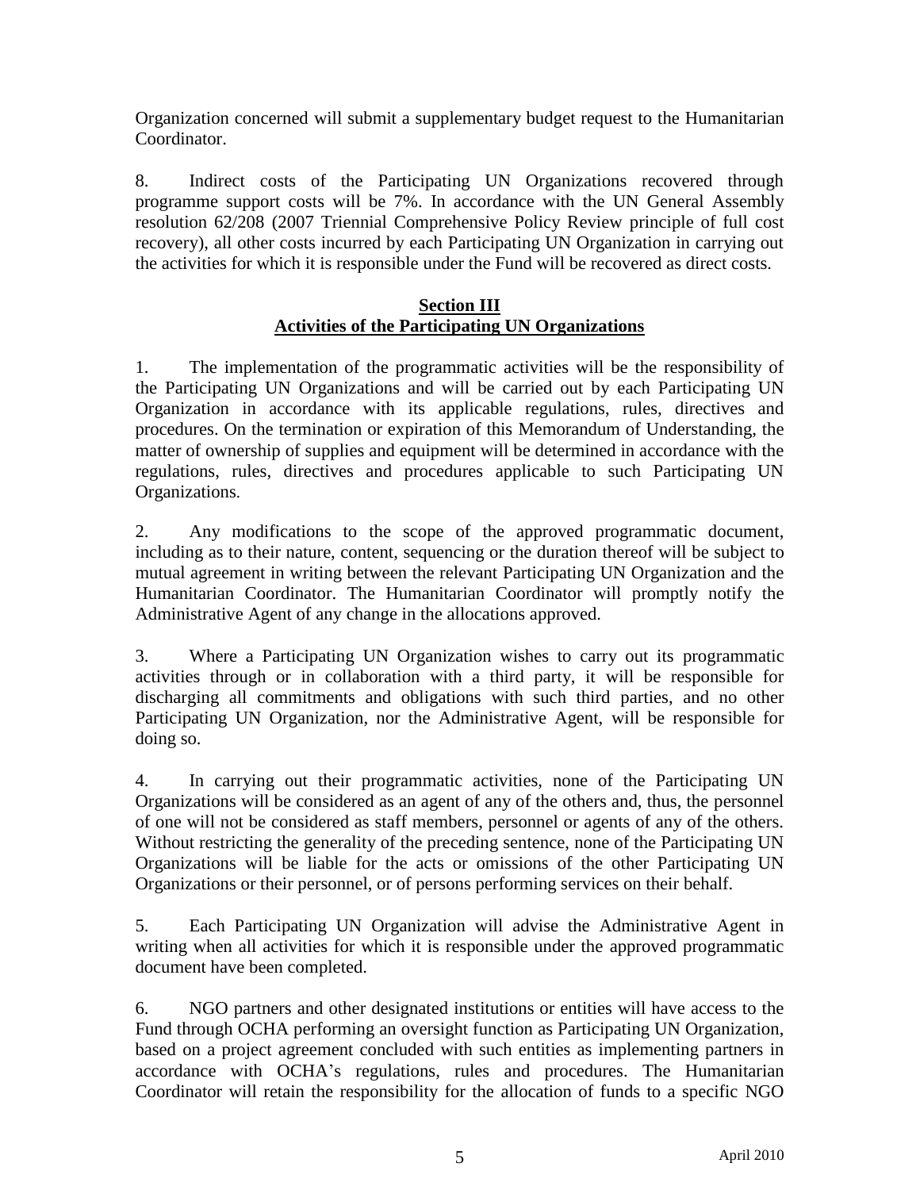Organization concerned will submit a supplementary budget request to the Humanitarian Coordinator.

8. Indirect costs of the Participating UN Organizations recovered through programme support costs will be 7%. In accordance with the UN General Assembly resolution 62/208 (2007 Triennial Comprehensive Policy Review principle of full cost recovery), all other costs incurred by each Participating UN Organization in carrying out the activities for which it is responsible under the Fund will be recovered as direct costs.

## Section III
## Activities of the Participating UN Organizations

1. The implementation of the programmatic activities will be the responsibility of the Participating UN Organizations and will be carried out by each Participating UN Organization in accordance with its applicable regulations, rules, directives and procedures. On the termination or expiration of this Memorandum of Understanding, the matter of ownership of supplies and equipment will be determined in accordance with the regulations, rules, directives and procedures applicable to such Participating UN Organizations.

2. Any modifications to the scope of the approved programmatic document, including as to their nature, content, sequencing or the duration thereof will be subject to mutual agreement in writing between the relevant Participating UN Organization and the Humanitarian Coordinator. The Humanitarian Coordinator will promptly notify the Administrative Agent of any change in the allocations approved.

3. Where a Participating UN Organization wishes to carry out its programmatic activities through or in collaboration with a third party, it will be responsible for discharging all commitments and obligations with such third parties, and no other Participating UN Organization, nor the Administrative Agent, will be responsible for doing so.

4. In carrying out their programmatic activities, none of the Participating UN Organizations will be considered as an agent of any of the others and, thus, the personnel of one will not be considered as staff members, personnel or agents of any of the others. Without restricting the generality of the preceding sentence, none of the Participating UN Organizations will be liable for the acts or omissions of the other Participating UN Organizations or their personnel, or of persons performing services on their behalf.

5. Each Participating UN Organization will advise the Administrative Agent in writing when all activities for which it is responsible under the approved programmatic document have been completed.

6. NGO partners and other designated institutions or entities will have access to the Fund through OCHA performing an oversight function as Participating UN Organization, based on a project agreement concluded with such entities as implementing partners in accordance with OCHA's regulations, rules and procedures. The Humanitarian Coordinator will retain the responsibility for the allocation of funds to a specific NGO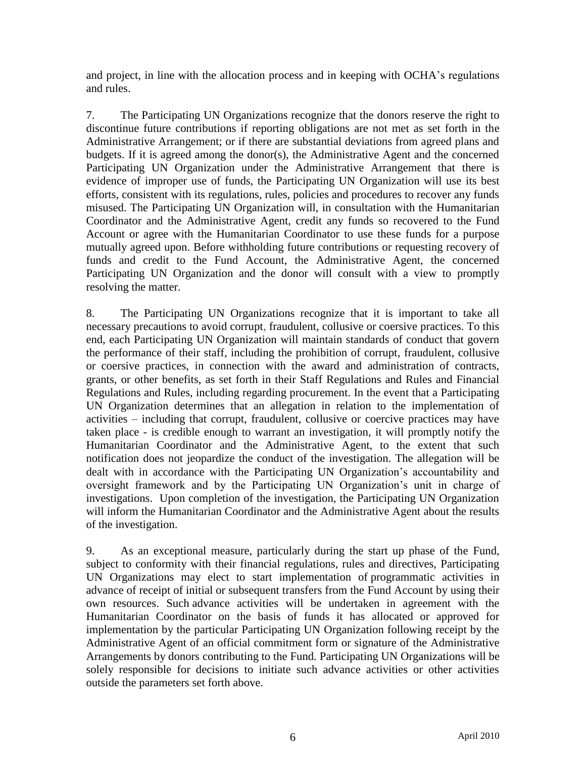and project, in line with the allocation process and in keeping with OCHA's regulations and rules.

7. The Participating UN Organizations recognize that the donors reserve the right to discontinue future contributions if reporting obligations are not met as set forth in the Administrative Arrangement; or if there are substantial deviations from agreed plans and budgets. If it is agreed among the donor(s), the Administrative Agent and the concerned Participating UN Organization under the Administrative Arrangement that there is evidence of improper use of funds, the Participating UN Organization will use its best efforts, consistent with its regulations, rules, policies and procedures to recover any funds misused. The Participating UN Organization will, in consultation with the Humanitarian Coordinator and the Administrative Agent, credit any funds so recovered to the Fund Account or agree with the Humanitarian Coordinator to use these funds for a purpose mutually agreed upon. Before withholding future contributions or requesting recovery of funds and credit to the Fund Account, the Administrative Agent, the concerned Participating UN Organization and the donor will consult with a view to promptly resolving the matter.

8. The Participating UN Organizations recognize that it is important to take all necessary precautions to avoid corrupt, fraudulent, collusive or coersive practices. To this end, each Participating UN Organization will maintain standards of conduct that govern the performance of their staff, including the prohibition of corrupt, fraudulent, collusive or coersive practices, in connection with the award and administration of contracts, grants, or other benefits, as set forth in their Staff Regulations and Rules and Financial Regulations and Rules, including regarding procurement. In the event that a Participating UN Organization determines that an allegation in relation to the implementation of activities – including that corrupt, fraudulent, collusive or coercive practices may have taken place - is credible enough to warrant an investigation, it will promptly notify the Humanitarian Coordinator and the Administrative Agent, to the extent that such notification does not jeopardize the conduct of the investigation. The allegation will be dealt with in accordance with the Participating UN Organization's accountability and oversight framework and by the Participating UN Organization's unit in charge of investigations. Upon completion of the investigation, the Participating UN Organization will inform the Humanitarian Coordinator and the Administrative Agent about the results of the investigation.

9. As an exceptional measure, particularly during the start up phase of the Fund, subject to conformity with their financial regulations, rules and directives, Participating UN Organizations may elect to start implementation of programmatic activities in advance of receipt of initial or subsequent transfers from the Fund Account by using their own resources. Such advance activities will be undertaken in agreement with the Humanitarian Coordinator on the basis of funds it has allocated or approved for implementation by the particular Participating UN Organization following receipt by the Administrative Agent of an official commitment form or signature of the Administrative Arrangements by donors contributing to the Fund. Participating UN Organizations will be solely responsible for decisions to initiate such advance activities or other activities outside the parameters set forth above.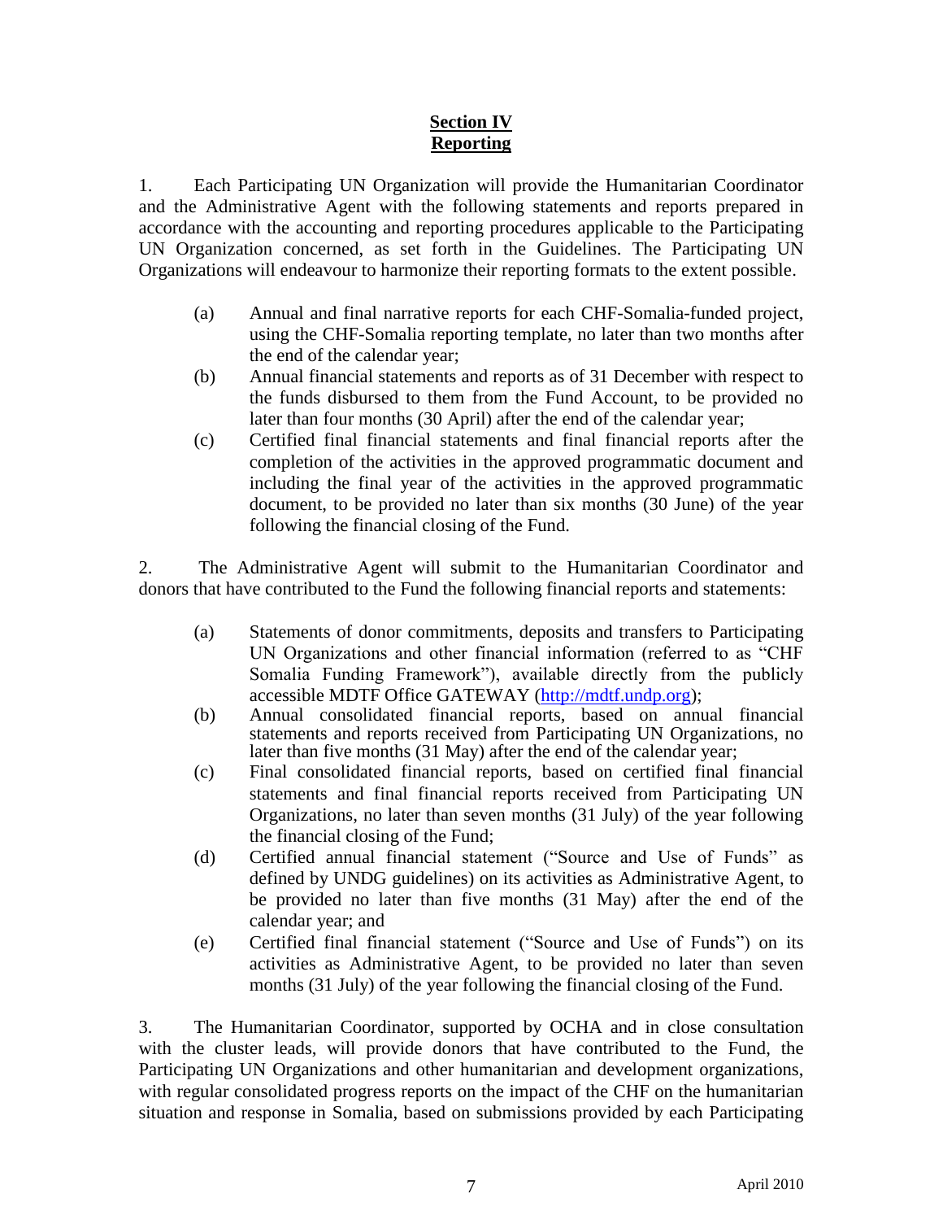## Section IV
## Reporting

1. Each Participating UN Organization will provide the Humanitarian Coordinator and the Administrative Agent with the following statements and reports prepared in accordance with the accounting and reporting procedures applicable to the Participating UN Organization concerned, as set forth in the Guidelines. The Participating UN Organizations will endeavour to harmonize their reporting formats to the extent possible.

   (a) Annual and final narrative reports for each CHF-Somalia-funded project, using the CHF-Somalia reporting template, no later than two months after the end of the calendar year;

   (b) Annual financial statements and reports as of 31 December with respect to the funds disbursed to them from the Fund Account, to be provided no later than four months (30 April) after the end of the calendar year;

   (c) Certified final financial statements and final financial reports after the completion of the activities in the approved programmatic document and including the final year of the activities in the approved programmatic document, to be provided no later than six months (30 June) of the year following the financial closing of the Fund.

2. The Administrative Agent will submit to the Humanitarian Coordinator and donors that have contributed to the Fund the following financial reports and statements:

   (a) Statements of donor commitments, deposits and transfers to Participating UN Organizations and other financial information (referred to as "CHF Somalia Funding Framework"), available directly from the publicly accessible MDTF Office GATEWAY (http://mdtf.undp.org);

   (b) Annual consolidated financial reports, based on annual financial statements and reports received from Participating UN Organizations, no later than five months (31 May) after the end of the calendar year;

   (c) Final consolidated financial reports, based on certified final financial statements and final financial reports received from Participating UN Organizations, no later than seven months (31 July) of the year following the financial closing of the Fund;

   (d) Certified annual financial statement ("Source and Use of Funds" as defined by UNDG guidelines) on its activities as Administrative Agent, to be provided no later than five months (31 May) after the end of the calendar year; and

   (e) Certified final financial statement ("Source and Use of Funds") on its activities as Administrative Agent, to be provided no later than seven months (31 July) of the year following the financial closing of the Fund.

3. The Humanitarian Coordinator, supported by OCHA and in close consultation with the cluster leads, will provide donors that have contributed to the Fund, the Participating UN Organizations and other humanitarian and development organizations, with regular consolidated progress reports on the impact of the CHF on the humanitarian situation and response in Somalia, based on submissions provided by each Participating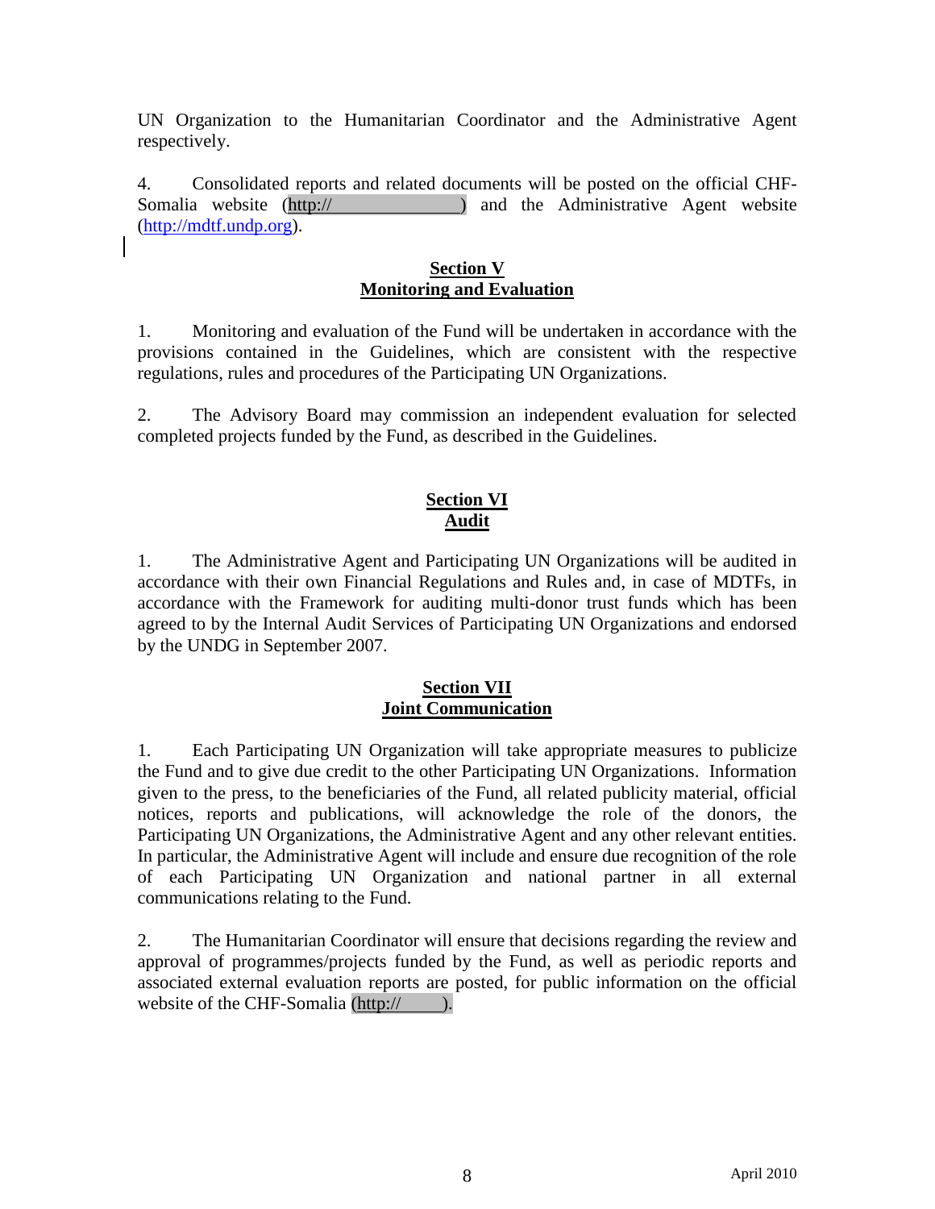UN Organization to the Humanitarian Coordinator and the Administrative Agent respectively.

4. Consolidated reports and related documents will be posted on the official CHF-Somalia website (http:// ) and the Administrative Agent website (http://mdtf.undp.org).

## Section V
## Monitoring and Evaluation

1. Monitoring and evaluation of the Fund will be undertaken in accordance with the provisions contained in the Guidelines, which are consistent with the respective regulations, rules and procedures of the Participating UN Organizations.

2. The Advisory Board may commission an independent evaluation for selected completed projects funded by the Fund, as described in the Guidelines.

## Section VI
## Audit

1. The Administrative Agent and Participating UN Organizations will be audited in accordance with their own Financial Regulations and Rules and, in case of MDTFs, in accordance with the Framework for auditing multi-donor trust funds which has been agreed to by the Internal Audit Services of Participating UN Organizations and endorsed by the UNDG in September 2007.

## Section VII
## Joint Communication

1. Each Participating UN Organization will take appropriate measures to publicize the Fund and to give due credit to the other Participating UN Organizations. Information given to the press, to the beneficiaries of the Fund, all related publicity material, official notices, reports and publications, will acknowledge the role of the donors, the Participating UN Organizations, the Administrative Agent and any other relevant entities. In particular, the Administrative Agent will include and ensure due recognition of the role of each Participating UN Organization and national partner in all external communications relating to the Fund.

2. The Humanitarian Coordinator will ensure that decisions regarding the review and approval of programmes/projects funded by the Fund, as well as periodic reports and associated external evaluation reports are posted, for public information on the official website of the CHF-Somalia (http:// ).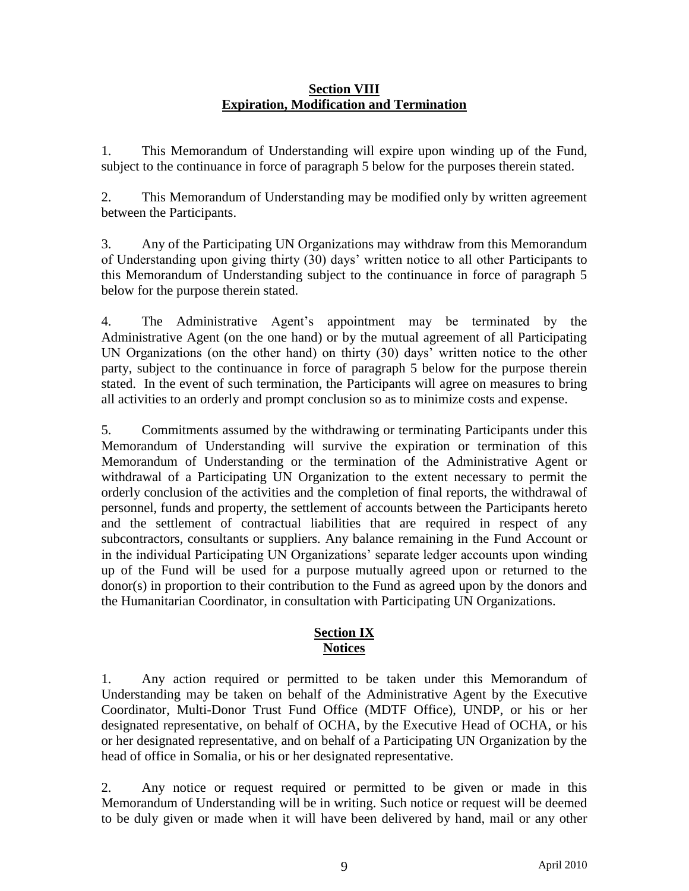## Section VIII
## Expiration, Modification and Termination

1. This Memorandum of Understanding will expire upon winding up of the Fund, subject to the continuance in force of paragraph 5 below for the purposes therein stated.

2. This Memorandum of Understanding may be modified only by written agreement between the Participants.

3. Any of the Participating UN Organizations may withdraw from this Memorandum of Understanding upon giving thirty (30) days' written notice to all other Participants to this Memorandum of Understanding subject to the continuance in force of paragraph 5 below for the purpose therein stated.

4. The Administrative Agent's appointment may be terminated by the Administrative Agent (on the one hand) or by the mutual agreement of all Participating UN Organizations (on the other hand) on thirty (30) days' written notice to the other party, subject to the continuance in force of paragraph 5 below for the purpose therein stated. In the event of such termination, the Participants will agree on measures to bring all activities to an orderly and prompt conclusion so as to minimize costs and expense.

5. Commitments assumed by the withdrawing or terminating Participants under this Memorandum of Understanding will survive the expiration or termination of this Memorandum of Understanding or the termination of the Administrative Agent or withdrawal of a Participating UN Organization to the extent necessary to permit the orderly conclusion of the activities and the completion of final reports, the withdrawal of personnel, funds and property, the settlement of accounts between the Participants hereto and the settlement of contractual liabilities that are required in respect of any subcontractors, consultants or suppliers. Any balance remaining in the Fund Account or in the individual Participating UN Organizations' separate ledger accounts upon winding up of the Fund will be used for a purpose mutually agreed upon or returned to the donor(s) in proportion to their contribution to the Fund as agreed upon by the donors and the Humanitarian Coordinator, in consultation with Participating UN Organizations.

## Section IX
## Notices

1. Any action required or permitted to be taken under this Memorandum of Understanding may be taken on behalf of the Administrative Agent by the Executive Coordinator, Multi-Donor Trust Fund Office (MDTF Office), UNDP, or his or her designated representative, on behalf of OCHA, by the Executive Head of OCHA, or his or her designated representative, and on behalf of a Participating UN Organization by the head of office in Somalia, or his or her designated representative.

2. Any notice or request required or permitted to be given or made in this Memorandum of Understanding will be in writing. Such notice or request will be deemed to be duly given or made when it will have been delivered by hand, mail or any other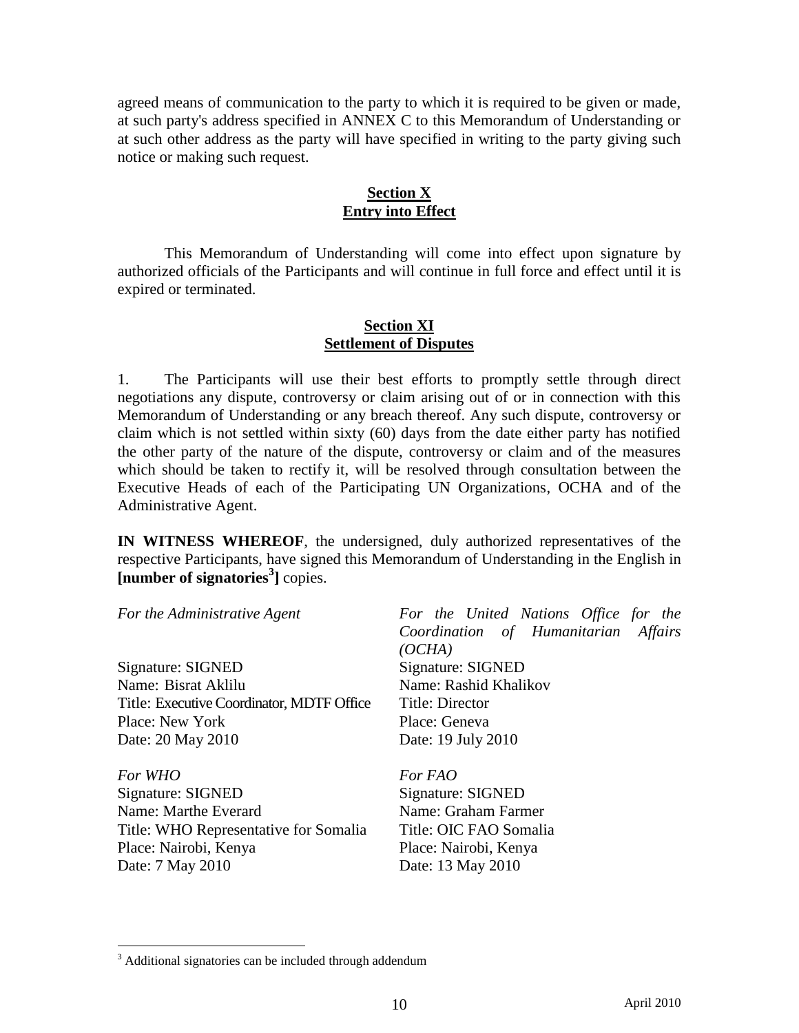agreed means of communication to the party to which it is required to be given or made, at such party's address specified in ANNEX C to this Memorandum of Understanding or at such other address as the party will have specified in writing to the party giving such notice or making such request.

## Section X
## Entry into Effect

This Memorandum of Understanding will come into effect upon signature by authorized officials of the Participants and will continue in full force and effect until it is expired or terminated.

## Section XI
## Settlement of Disputes

1. The Participants will use their best efforts to promptly settle through direct negotiations any dispute, controversy or claim arising out of or in connection with this Memorandum of Understanding or any breach thereof. Any such dispute, controversy or claim which is not settled within sixty (60) days from the date either party has notified the other party of the nature of the dispute, controversy or claim and of the measures which should be taken to rectify it, will be resolved through consultation between the Executive Heads of each of the Participating UN Organizations, OCHA and of the Administrative Agent.

**IN WITNESS WHEREOF**, the undersigned, duly authorized representatives of the respective Participants, have signed this Memorandum of Understanding in the English in **[number of signatories[3]]** copies.

*For the Administrative Agent*

Signature: SIGNED
Name: Bisrat Aklilu
Title: Executive Coordinator, MDTF Office
Place: New York
Date: 20 May 2010

*For the United Nations Office for the Coordination of Humanitarian Affairs (OCHA)*

Signature: SIGNED
Name: Rashid Khalikov
Title: Director
Place: Geneva
Date: 19 July 2010

*For WHO*

Signature: SIGNED
Name: Marthe Everard
Title: WHO Representative for Somalia
Place: Nairobi, Kenya
Date: 7 May 2010

*For FAO*

Signature: SIGNED
Name: Graham Farmer
Title: OIC FAO Somalia
Place: Nairobi, Kenya
Date: 13 May 2010

[3] Additional signatories can be included through addendum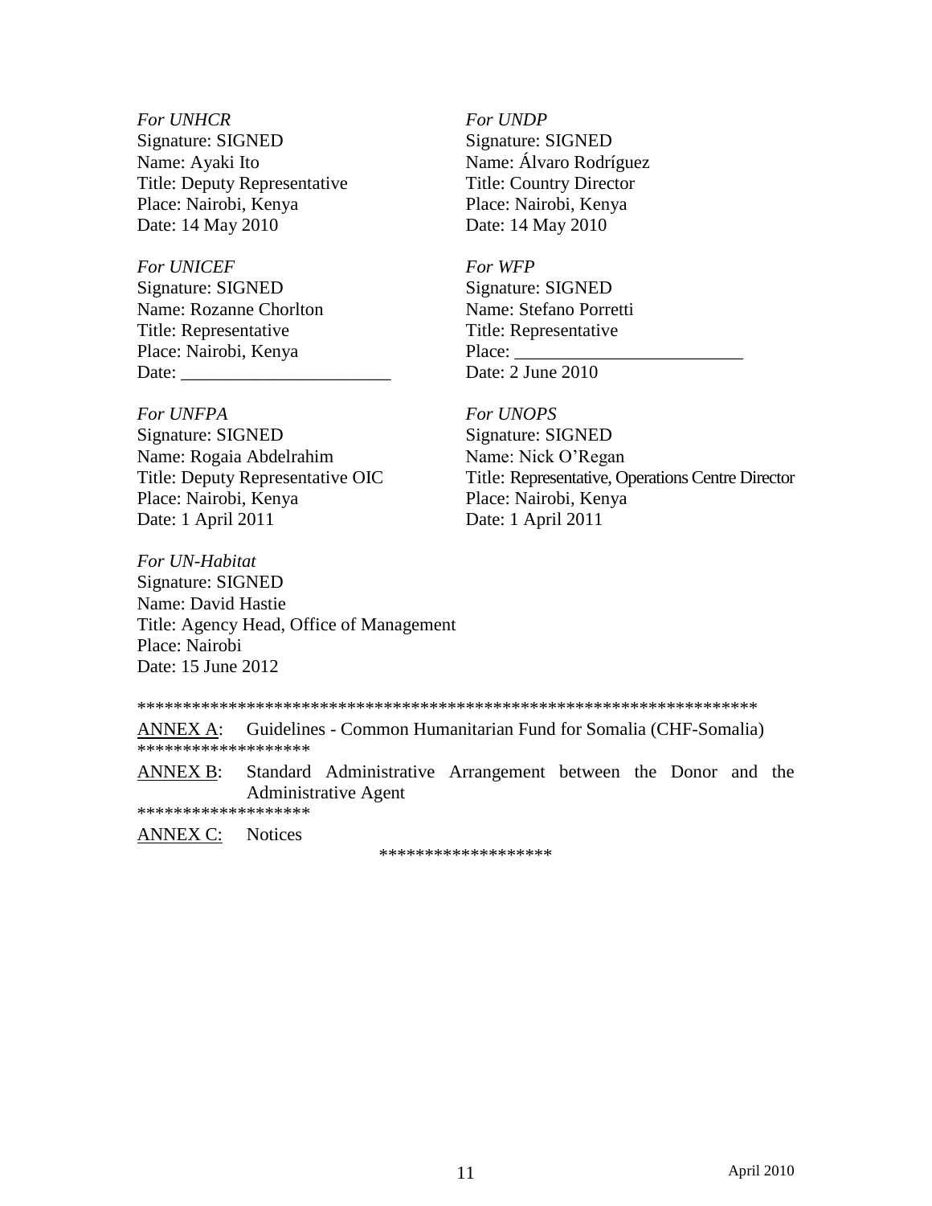*For UNHCR*
Signature: SIGNED
Name: Ayaki Ito
Title: Deputy Representative
Place: Nairobi, Kenya
Date: 14 May 2010

*For UNDP*
Signature: SIGNED
Name: Álvaro Rodríguez
Title: Country Director
Place: Nairobi, Kenya
Date: 14 May 2010

*For UNICEF*
Signature: SIGNED
Name: Rozanne Chorlton
Title: Representative
Place: Nairobi, Kenya
Date: _______________________

*For WFP*
Signature: SIGNED
Name: Stefano Porretti
Title: Representative
Place: _________________________
Date: 2 June 2010

*For UNFPA*
Signature: SIGNED
Name: Rogaia Abdelrahim
Title: Deputy Representative OIC
Place: Nairobi, Kenya
Date: 1 April 2011

*For UNOPS*
Signature: SIGNED
Name: Nick O'Regan
Title: Representative, Operations Centre Director
Place: Nairobi, Kenya
Date: 1 April 2011

*For UN-Habitat*
Signature: SIGNED
Name: David Hastie
Title: Agency Head, Office of Management
Place: Nairobi
Date: 15 June 2012

*********************************************************************

ANNEX A: Guidelines - Common Humanitarian Fund for Somalia (CHF-Somalia)

*******************

ANNEX B: Standard Administrative Arrangement between the Donor and the Administrative Agent

*******************

ANNEX C: Notices

*******************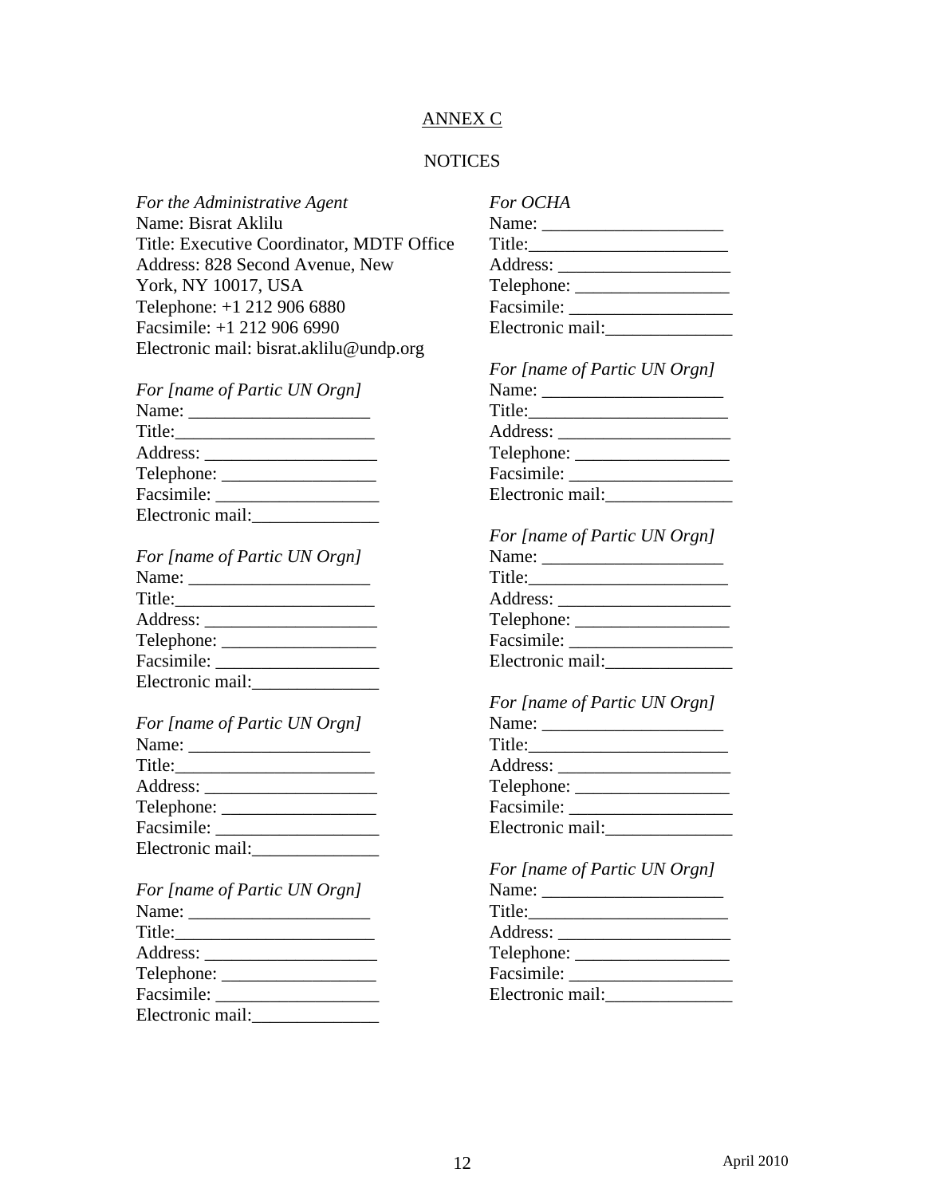## ANNEX C

## NOTICES

*For the Administrative Agent*
Name: Bisrat Aklilu
Title: Executive Coordinator, MDTF Office
Address: 828 Second Avenue, New York, NY 10017, USA
Telephone: +1 212 906 6880
Facsimile: +1 212 906 6990
Electronic mail: bisrat.aklilu@undp.org

*For [name of Partic UN Orgn]*
Name: ____________________
Title:______________________
Address: ___________________
Telephone: _________________
Facsimile: __________________
Electronic mail:______________

*For [name of Partic UN Orgn]*
Name: ____________________
Title:______________________
Address: ___________________
Telephone: _________________
Facsimile: __________________
Electronic mail:______________

*For [name of Partic UN Orgn]*
Name: ____________________
Title:______________________
Address: ___________________
Telephone: _________________
Facsimile: __________________
Electronic mail:______________

*For [name of Partic UN Orgn]*
Name: ____________________
Title:______________________
Address: ___________________
Telephone: _________________
Facsimile: __________________
Electronic mail:______________

*For OCHA*
Name: ____________________
Title:______________________
Address: ___________________
Telephone: _________________
Facsimile: __________________
Electronic mail:______________

*For [name of Partic UN Orgn]*
Name: ____________________
Title:______________________
Address: ___________________
Telephone: _________________
Facsimile: __________________
Electronic mail:______________

*For [name of Partic UN Orgn]*
Name: ____________________
Title:______________________
Address: ___________________
Telephone: _________________
Facsimile: __________________
Electronic mail:______________

*For [name of Partic UN Orgn]*
Name: ____________________
Title:______________________
Address: ___________________
Telephone: _________________
Facsimile: __________________
Electronic mail:______________

*For [name of Partic UN Orgn]*
Name: ____________________
Title:______________________
Address: ___________________
Telephone: _________________
Facsimile: __________________
Electronic mail:______________